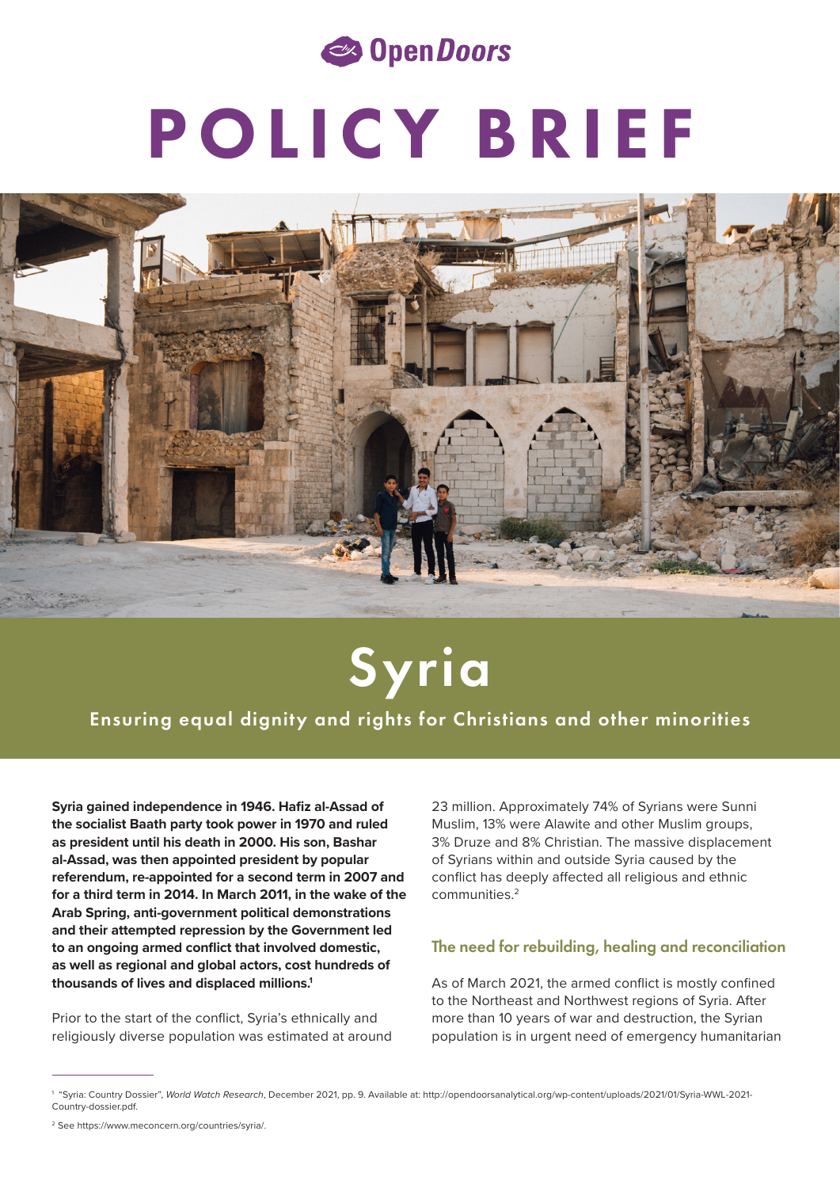Open Doors

# POLICY BRIEF

# Syria

## Ensuring equal dignity and rights for Christians and other minorities

**Syria gained independence in 1946. Hafiz al-Assad of the socialist Baath party took power in 1970 and ruled as president until his death in 2000. His son, Bashar al-Assad, was then appointed president by popular referendum, re-appointed for a second term in 2007 and for a third term in 2014. In March 2011, in the wake of the Arab Spring, anti-government political demonstrations and their attempted repression by the Government led to an ongoing armed conflict that involved domestic, as well as regional and global actors, cost hundreds of thousands of lives and displaced millions.[1]**

Prior to the start of the conflict, Syria's ethnically and religiously diverse population was estimated at around 23 million. Approximately 74% of Syrians were Sunni Muslim, 13% were Alawite and other Muslim groups, 3% Druze and 8% Christian. The massive displacement of Syrians within and outside Syria caused by the conflict has deeply affected all religious and ethnic communities.[2]

### The need for rebuilding, healing and reconciliation

As of March 2021, the armed conflict is mostly confined to the Northeast and Northwest regions of Syria. After more than 10 years of war and destruction, the Syrian population is in urgent need of emergency humanitarian

---

[1] "Syria: Country Dossier", *World Watch Research*, December 2021, pp. 9. Available at: http://opendoorsanalytical.org/wp-content/uploads/2021/01/Syria-WWL-2021-Country-dossier.pdf.

[2] See https://www.meconcern.org/countries/syria/.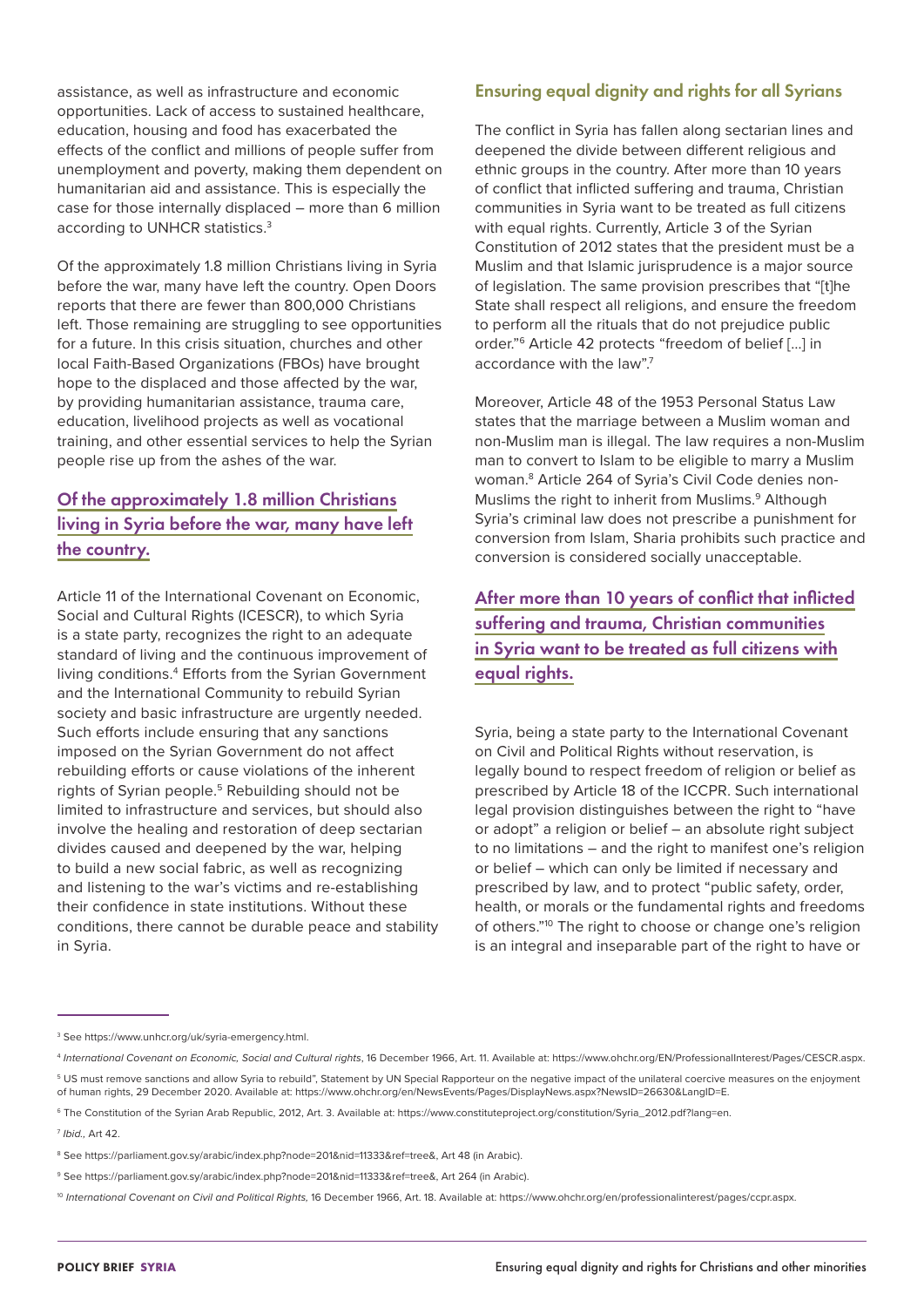assistance, as well as infrastructure and economic opportunities. Lack of access to sustained healthcare, education, housing and food has exacerbated the effects of the conflict and millions of people suffer from unemployment and poverty, making them dependent on humanitarian aid and assistance. This is especially the case for those internally displaced – more than 6 million according to UNHCR statistics.[3]

Of the approximately 1.8 million Christians living in Syria before the war, many have left the country. Open Doors reports that there are fewer than 800,000 Christians left. Those remaining are struggling to see opportunities for a future. In this crisis situation, churches and other local Faith-Based Organizations (FBOs) have brought hope to the displaced and those affected by the war, by providing humanitarian assistance, trauma care, education, livelihood projects as well as vocational training, and other essential services to help the Syrian people rise up from the ashes of the war.

**Of the approximately 1.8 million Christians living in Syria before the war, many have left the country.**

Article 11 of the International Covenant on Economic, Social and Cultural Rights (ICESCR), to which Syria is a state party, recognizes the right to an adequate standard of living and the continuous improvement of living conditions.[4] Efforts from the Syrian Government and the International Community to rebuild Syrian society and basic infrastructure are urgently needed. Such efforts include ensuring that any sanctions imposed on the Syrian Government do not affect rebuilding efforts or cause violations of the inherent rights of Syrian people.[5] Rebuilding should not be limited to infrastructure and services, but should also involve the healing and restoration of deep sectarian divides caused and deepened by the war, helping to build a new social fabric, as well as recognizing and listening to the war's victims and re-establishing their confidence in state institutions. Without these conditions, there cannot be durable peace and stability in Syria.

## Ensuring equal dignity and rights for all Syrians

The conflict in Syria has fallen along sectarian lines and deepened the divide between different religious and ethnic groups in the country. After more than 10 years of conflict that inflicted suffering and trauma, Christian communities in Syria want to be treated as full citizens with equal rights. Currently, Article 3 of the Syrian Constitution of 2012 states that the president must be a Muslim and that Islamic jurisprudence is a major source of legislation. The same provision prescribes that "[t]he State shall respect all religions, and ensure the freedom to perform all the rituals that do not prejudice public order."[6] Article 42 protects "freedom of belief [...] in accordance with the law".[7]

Moreover, Article 48 of the 1953 Personal Status Law states that the marriage between a Muslim woman and non-Muslim man is illegal. The law requires a non-Muslim man to convert to Islam to be eligible to marry a Muslim woman.[8] Article 264 of Syria's Civil Code denies non-Muslims the right to inherit from Muslims.[9] Although Syria's criminal law does not prescribe a punishment for conversion from Islam, Sharia prohibits such practice and conversion is considered socially unacceptable.

**After more than 10 years of conflict that inflicted suffering and trauma, Christian communities in Syria want to be treated as full citizens with equal rights.**

Syria, being a state party to the International Covenant on Civil and Political Rights without reservation, is legally bound to respect freedom of religion or belief as prescribed by Article 18 of the ICCPR. Such international legal provision distinguishes between the right to "have or adopt" a religion or belief – an absolute right subject to no limitations – and the right to manifest one's religion or belief – which can only be limited if necessary and prescribed by law, and to protect "public safety, order, health, or morals or the fundamental rights and freedoms of others."[10] The right to choose or change one's religion is an integral and inseparable part of the right to have or

---

[3] See https://www.unhcr.org/uk/syria-emergency.html.

[4] *International Covenant on Economic, Social and Cultural rights*, 16 December 1966, Art. 11. Available at: https://www.ohchr.org/EN/ProfessionalInterest/Pages/CESCR.aspx.

[5] US must remove sanctions and allow Syria to rebuild", Statement by UN Special Rapporteur on the negative impact of the unilateral coercive measures on the enjoyment of human rights, 29 December 2020. Available at: https://www.ohchr.org/en/NewsEvents/Pages/DisplayNews.aspx?NewsID=26630&LangID=E.

[6] The Constitution of the Syrian Arab Republic, 2012, Art. 3. Available at: https://www.constituteproject.org/constitution/Syria_2012.pdf?lang=en.

[7] *Ibid.,* Art 42.

[8] See https://parliament.gov.sy/arabic/index.php?node=201&nid=11333&ref=tree&, Art 48 (in Arabic).

[9] See https://parliament.gov.sy/arabic/index.php?node=201&nid=11333&ref=tree&, Art 264 (in Arabic).

[10] *International Covenant on Civil and Political Rights,* 16 December 1966, Art. 18. Available at: https://www.ohchr.org/en/professionalinterest/pages/ccpr.aspx.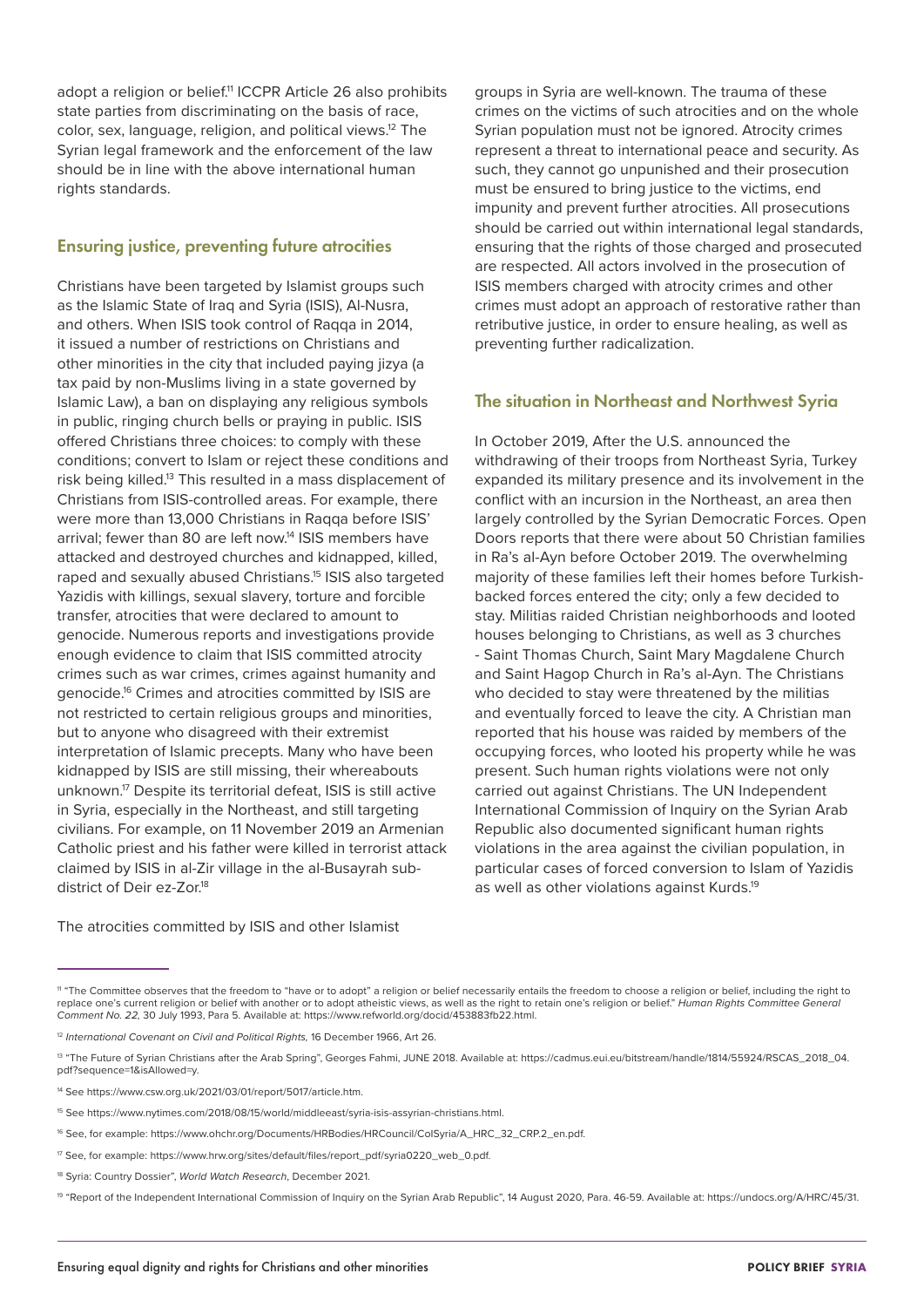adopt a religion or belief.[11] ICCPR Article 26 also prohibits state parties from discriminating on the basis of race, color, sex, language, religion, and political views.[12] The Syrian legal framework and the enforcement of the law should be in line with the above international human rights standards.

## Ensuring justice, preventing future atrocities

Christians have been targeted by Islamist groups such as the Islamic State of Iraq and Syria (ISIS), Al-Nusra, and others. When ISIS took control of Raqqa in 2014, it issued a number of restrictions on Christians and other minorities in the city that included paying jizya (a tax paid by non-Muslims living in a state governed by Islamic Law), a ban on displaying any religious symbols in public, ringing church bells or praying in public. ISIS offered Christians three choices: to comply with these conditions; convert to Islam or reject these conditions and risk being killed.[13] This resulted in a mass displacement of Christians from ISIS-controlled areas. For example, there were more than 13,000 Christians in Raqqa before ISIS' arrival; fewer than 80 are left now.[14] ISIS members have attacked and destroyed churches and kidnapped, killed, raped and sexually abused Christians.[15] ISIS also targeted Yazidis with killings, sexual slavery, torture and forcible transfer, atrocities that were declared to amount to genocide. Numerous reports and investigations provide enough evidence to claim that ISIS committed atrocity crimes such as war crimes, crimes against humanity and genocide.[16] Crimes and atrocities committed by ISIS are not restricted to certain religious groups and minorities, but to anyone who disagreed with their extremist interpretation of Islamic precepts. Many who have been kidnapped by ISIS are still missing, their whereabouts unknown.[17] Despite its territorial defeat, ISIS is still active in Syria, especially in the Northeast, and still targeting civilians. For example, on 11 November 2019 an Armenian Catholic priest and his father were killed in terrorist attack claimed by ISIS in al-Zir village in the al-Busayrah sub-district of Deir ez-Zor.[18]

The atrocities committed by ISIS and other Islamist groups in Syria are well-known. The trauma of these crimes on the victims of such atrocities and on the whole Syrian population must not be ignored. Atrocity crimes represent a threat to international peace and security. As such, they cannot go unpunished and their prosecution must be ensured to bring justice to the victims, end impunity and prevent further atrocities. All prosecutions should be carried out within international legal standards, ensuring that the rights of those charged and prosecuted are respected. All actors involved in the prosecution of ISIS members charged with atrocity crimes and other crimes must adopt an approach of restorative rather than retributive justice, in order to ensure healing, as well as preventing further radicalization.

## The situation in Northeast and Northwest Syria

In October 2019, After the U.S. announced the withdrawing of their troops from Northeast Syria, Turkey expanded its military presence and its involvement in the conflict with an incursion in the Northeast, an area then largely controlled by the Syrian Democratic Forces. Open Doors reports that there were about 50 Christian families in Ra's al-Ayn before October 2019. The overwhelming majority of these families left their homes before Turkish-backed forces entered the city; only a few decided to stay. Militias raided Christian neighborhoods and looted houses belonging to Christians, as well as 3 churches - Saint Thomas Church, Saint Mary Magdalene Church and Saint Hagop Church in Ra's al-Ayn. The Christians who decided to stay were threatened by the militias and eventually forced to leave the city. A Christian man reported that his house was raided by members of the occupying forces, who looted his property while he was present. Such human rights violations were not only carried out against Christians. The UN Independent International Commission of Inquiry on the Syrian Arab Republic also documented significant human rights violations in the area against the civilian population, in particular cases of forced conversion to Islam of Yazidis as well as other violations against Kurds.[19]

---

[11] "The Committee observes that the freedom to "have or to adopt" a religion or belief necessarily entails the freedom to choose a religion or belief, including the right to replace one's current religion or belief with another or to adopt atheistic views, as well as the right to retain one's religion or belief." *Human Rights Committee General Comment No. 22,* 30 July 1993, Para 5. Available at: https://www.refworld.org/docid/453883fb22.html.

[12] *International Covenant on Civil and Political Rights,* 16 December 1966, Art 26.

[13] "The Future of Syrian Christians after the Arab Spring", Georges Fahmi, JUNE 2018. Available at: https://cadmus.eui.eu/bitstream/handle/1814/55924/RSCAS_2018_04.pdf?sequence=1&isAllowed=y.

[14] See https://www.csw.org.uk/2021/03/01/report/5017/article.htm.

[15] See https://www.nytimes.com/2018/08/15/world/middleeast/syria-isis-assyrian-christians.html.

[16] See, for example: https://www.ohchr.org/Documents/HRBodies/HRCouncil/CoISyria/A_HRC_32_CRP.2_en.pdf.

[17] See, for example: https://www.hrw.org/sites/default/files/report_pdf/syria0220_web_0.pdf.

[18] Syria: Country Dossier", *World Watch Research*, December 2021.

[19] "Report of the Independent International Commission of Inquiry on the Syrian Arab Republic", 14 August 2020, Para. 46-59. Available at: https://undocs.org/A/HRC/45/31.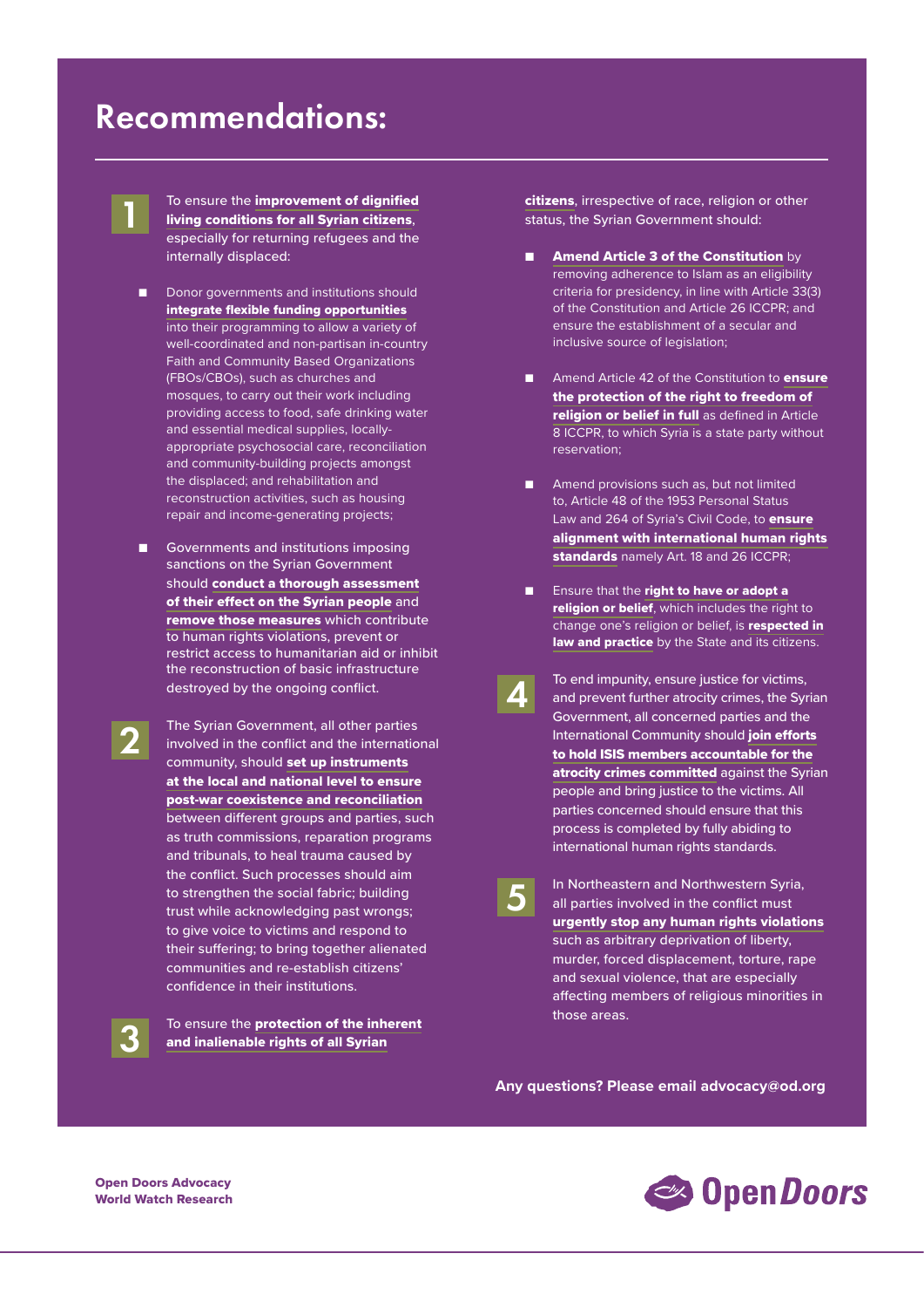# Recommendations:

**1** To ensure the **improvement of dignified living conditions for all Syrian citizens**, especially for returning refugees and the internally displaced:

- Donor governments and institutions should **integrate flexible funding opportunities** into their programming to allow a variety of well-coordinated and non-partisan in-country Faith and Community Based Organizations (FBOs/CBOs), such as churches and mosques, to carry out their work including providing access to food, safe drinking water and essential medical supplies, locally-appropriate psychosocial care, reconciliation and community-building projects amongst the displaced; and rehabilitation and reconstruction activities, such as housing repair and income-generating projects;
- Governments and institutions imposing sanctions on the Syrian Government should **conduct a thorough assessment of their effect on the Syrian people** and **remove those measures** which contribute to human rights violations, prevent or restrict access to humanitarian aid or inhibit the reconstruction of basic infrastructure destroyed by the ongoing conflict.

**2** The Syrian Government, all other parties involved in the conflict and the international community, should **set up instruments at the local and national level to ensure post-war coexistence and reconciliation** between different groups and parties, such as truth commissions, reparation programs and tribunals, to heal trauma caused by the conflict. Such processes should aim to strengthen the social fabric; building trust while acknowledging past wrongs; to give voice to victims and respond to their suffering; to bring together alienated communities and re-establish citizens' confidence in their institutions.

**3** To ensure the **protection of the inherent and inalienable rights of all Syrian citizens**, irrespective of race, religion or other status, the Syrian Government should:

- **Amend Article 3 of the Constitution** by removing adherence to Islam as an eligibility criteria for presidency, in line with Article 33(3) of the Constitution and Article 26 ICCPR; and ensure the establishment of a secular and inclusive source of legislation;
- Amend Article 42 of the Constitution to **ensure the protection of the right to freedom of religion or belief in full** as defined in Article 8 ICCPR, to which Syria is a state party without reservation;
- Amend provisions such as, but not limited to, Article 48 of the 1953 Personal Status Law and 264 of Syria's Civil Code, to **ensure alignment with international human rights standards** namely Art. 18 and 26 ICCPR;
- Ensure that the **right to have or adopt a religion or belief**, which includes the right to change one's religion or belief, is **respected in law and practice** by the State and its citizens.

**4** To end impunity, ensure justice for victims, and prevent further atrocity crimes, the Syrian Government, all concerned parties and the International Community should **join efforts to hold ISIS members accountable for the atrocity crimes committed** against the Syrian people and bring justice to the victims. All parties concerned should ensure that this process is completed by fully abiding to international human rights standards.

**5** In Northeastern and Northwestern Syria, all parties involved in the conflict must **urgently stop any human rights violations** such as arbitrary deprivation of liberty, murder, forced displacement, torture, rape and sexual violence, that are especially affecting members of religious minorities in those areas.

**Any questions? Please email advocacy@od.org**

**Open Doors Advocacy**
**World Watch Research**

Open Doors